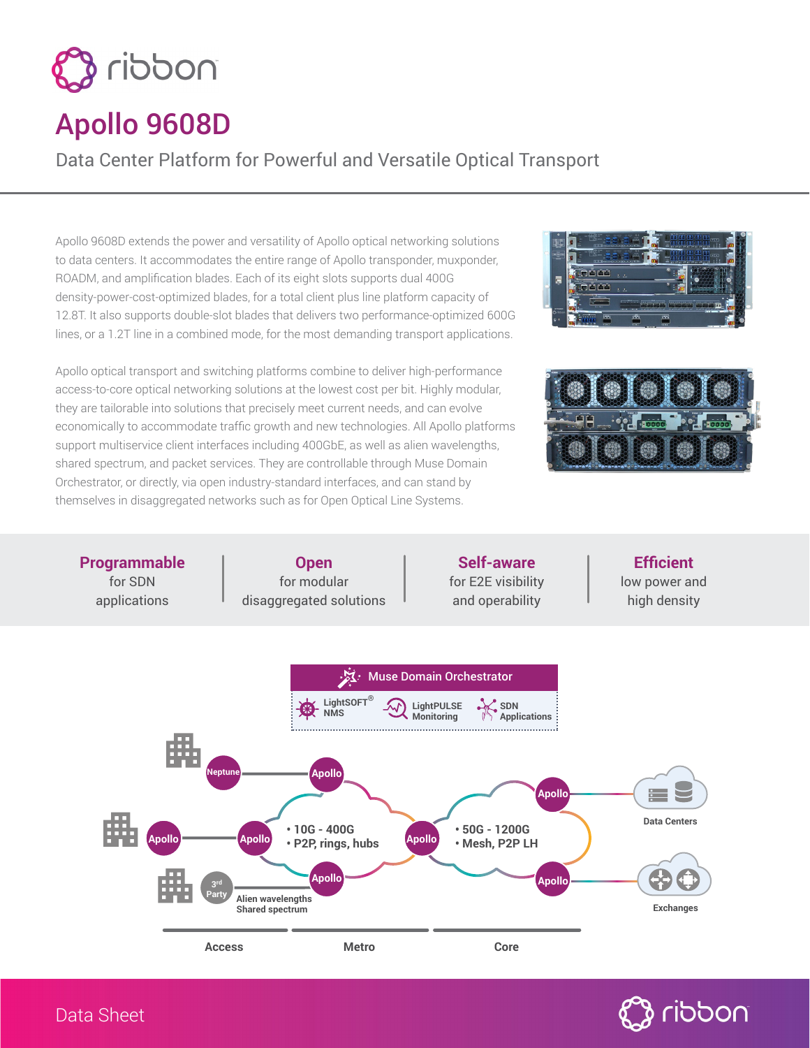# Apollo 9608D

## Data Center Platform for Powerful and Versatile Optical Transport

Apollo 9608D extends the power and versatility of Apollo optical networking solutions to data centers. It accommodates the entire range of Apollo transponder, muxponder, ROADM, and amplification blades. Each of its eight slots supports dual 400G density-power-cost-optimized blades, for a total client plus line platform capacity of 12.8T. It also supports double-slot blades that delivers two performance-optimized 600G lines, or a 1.2T line in a combined mode, for the most demanding transport applications.

Apollo optical transport and switching platforms combine to deliver high-performance access-to-core optical networking solutions at the lowest cost per bit. Highly modular, they are tailorable into solutions that precisely meet current needs, and can evolve economically to accommodate traffic growth and new technologies. All Apollo platforms support multiservice client interfaces including 400GbE, as well as alien wavelengths, shared spectrum, and packet services. They are controllable through Muse Domain Orchestrator, or directly, via open industry-standard interfaces, and can stand by themselves in disaggregated networks such as for Open Optical Line Systems.

**Programmable** for SDN applications

**Open** for modular disaggregated solutions

**Self-aware** for E2E visibility and operability

**Efficient** low power and high density

Muse Domain Orchestrator

LightSOFT® NMS

LightPULSE Monitoring

SDN Applications

Neptune

Apollo

3rd Party

Alien wavelengths
Shared spectrum

• 10G - 400G
• P2P, rings, hubs

• 50G - 1200G
• Mesh, P2P LH

Data Centers

Exchanges

Access

Metro

Core

Data Sheet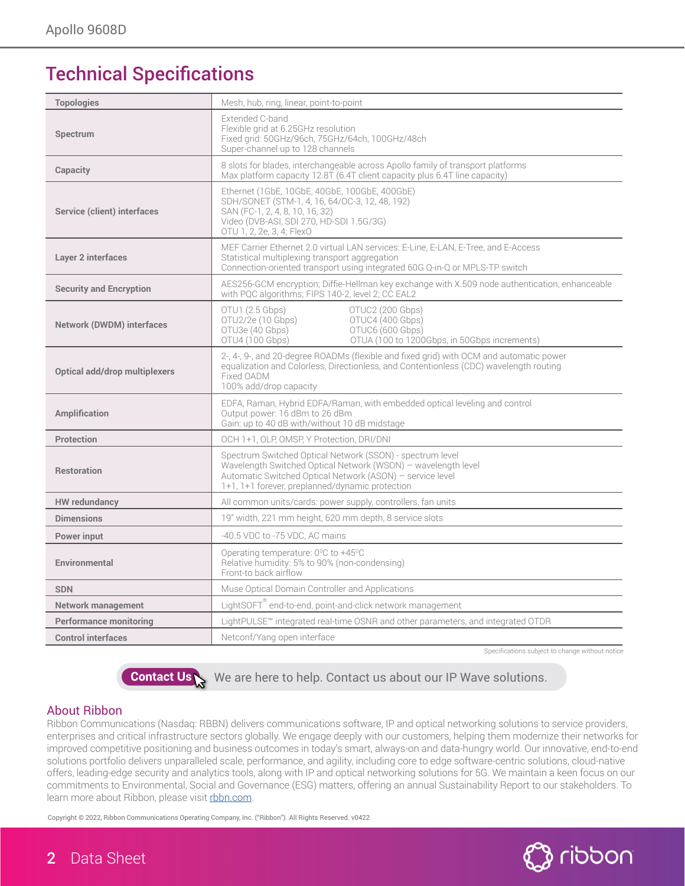## Technical Specifications

| | |
|---|---|
| **Topologies** | Mesh, hub, ring, linear, point-to-point |
| **Spectrum** | Extended C-band<br>Flexible grid at 6.25GHz resolution<br>Fixed grid: 50GHz/96ch, 75GHz/64ch, 100GHz/48ch<br>Super-channel up to 128 channels |
| **Capacity** | 8 slots for blades, interchangeable across Apollo family of transport platforms<br>Max platform capacity 12.8T (6.4T client capacity plus 6.4T line capacity) |
| **Service (client) interfaces** | Ethernet (1GbE, 10GbE, 40GbE, 100GbE, 400GbE)<br>SDH/SONET (STM-1, 4, 16, 64/OC-3, 12, 48, 192)<br>SAN (FC-1, 2, 4, 8, 10, 16, 32)<br>Video (DVB-ASI, SDI 270, HD-SDI 1.5G/3G)<br>OTU 1, 2, 2e, 3, 4; FlexO |
| **Layer 2 interfaces** | MEF Carrier Ethernet 2.0 virtual LAN services: E-Line, E-LAN, E-Tree, and E-Access<br>Statistical multiplexing transport aggregation<br>Connection-oriented transport using integrated 60G Q-in-Q or MPLS-TP switch |
| **Security and Encryption** | AES256-GCM encryption; Diffie-Hellman key exchange with X.509 node authentication, enhanceable with PQC algorithms; FIPS 140-2, level 2; CC EAL2 |
| **Network (DWDM) interfaces** | OTU1 (2.5 Gbps)<br>OTU2/2e (10 Gbps)<br>OTU3e (40 Gbps)<br>OTU4 (100 Gbps)<br>OTUC2 (200 Gbps)<br>OTUC4 (400 Gbps)<br>OTUC6 (600 Gbps)<br>OTUA (100 to 1200Gbps, in 50Gbps increments) |
| **Optical add/drop multiplexers** | 2-, 4-, 9-, and 20-degree ROADMs (flexible and fixed grid) with OCM and automatic power equalization and Colorless, Directionless, and Contentionless (CDC) wavelength routing<br>Fixed OADM<br>100% add/drop capacity |
| **Amplification** | EDFA, Raman, Hybrid EDFA/Raman, with embedded optical leveling and control<br>Output power: 16 dBm to 26 dBm<br>Gain: up to 40 dB with/without 10 dB midstage |
| **Protection** | OCH 1+1, OLP, OMSP, Y Protection, DRI/DNI |
| **Restoration** | Spectrum Switched Optical Network (SSON) - spectrum level<br>Wavelength Switched Optical Network (WSON) – wavelength level<br>Automatic Switched Optical Network (ASON) – service level<br>1+1, 1+1 forever, preplanned/dynamic protection |
| **HW redundancy** | All common units/cards: power supply, controllers, fan units |
| **Dimensions** | 19" width, 221 mm height, 620 mm depth, 8 service slots |
| **Power input** | -40.5 VDC to -75 VDC, AC mains |
| **Environmental** | Operating temperature: 0ºC to +45ºC<br>Relative humidity: 5% to 90% (non-condensing)<br>Front-to back airflow |
| **SDN** | Muse Optical Domain Controller and Applications |
| **Network management** | LightSOFT® end-to-end, point-and-click network management |
| **Performance monitoring** | LightPULSE™ integrated real-time OSNR and other parameters, and integrated OTDR |
| **Control interfaces** | Netconf/Yang open interface |

Specifications subject to change without notice

**Contact Us** We are here to help. Contact us about our IP Wave solutions.

### About Ribbon

Ribbon Communications (Nasdaq: RBBN) delivers communications software, IP and optical networking solutions to service providers, enterprises and critical infrastructure sectors globally. We engage deeply with our customers, helping them modernize their networks for improved competitive positioning and business outcomes in today's smart, always-on and data-hungry world. Our innovative, end-to-end solutions portfolio delivers unparalleled scale, performance, and agility, including core to edge software-centric solutions, cloud-native offers, leading-edge security and analytics tools, along with IP and optical networking solutions for 5G. We maintain a keen focus on our commitments to Environmental, Social and Governance (ESG) matters, offering an annual Sustainability Report to our stakeholders. To learn more about Ribbon, please visit rbbn.com.

Copyright © 2022, Ribbon Communications Operating Company, Inc. ("Ribbon"). All Rights Reserved. v0422